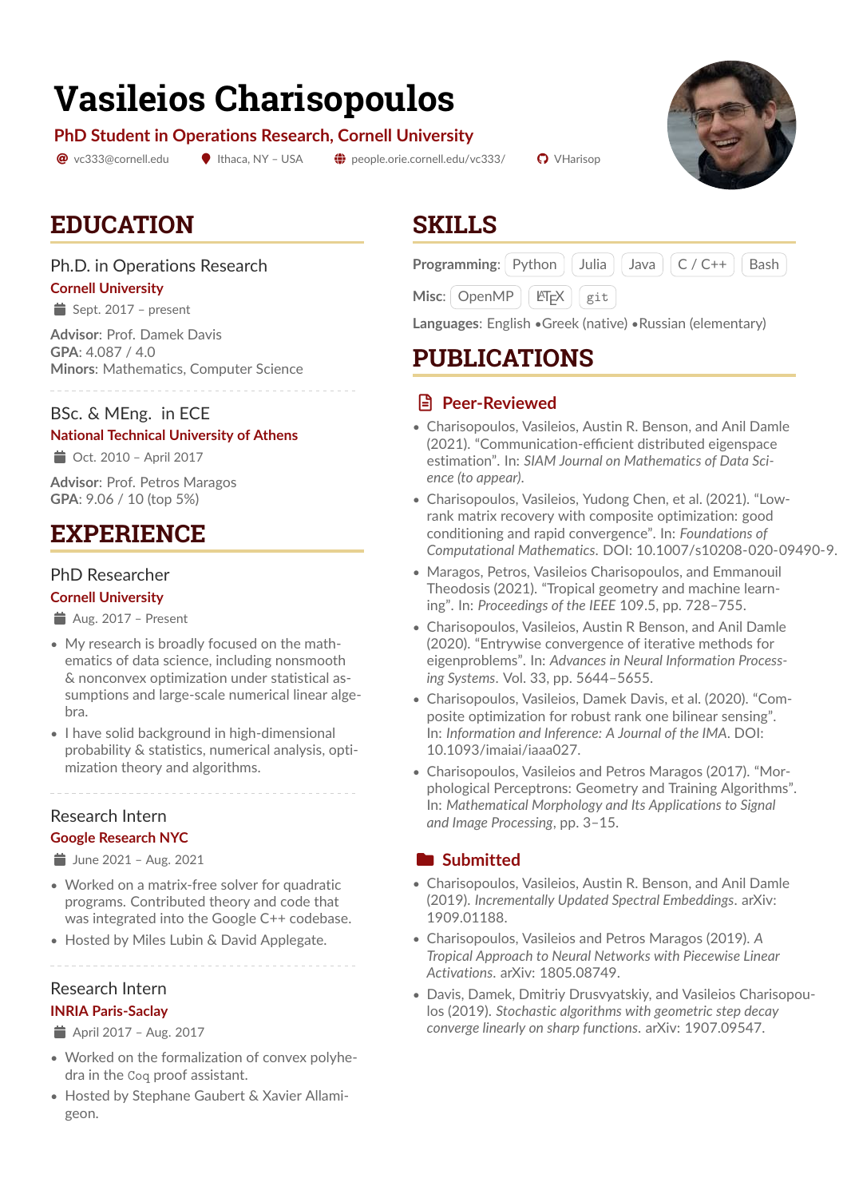# Vasileios Charisopoulos

**PhD Student in Operations Research, Cornell University**

vc333@cornell.edu | Ithaca, NY – USA | people.orie.cornell.edu/vc333/ | VHarisop

## EDUCATION

### Ph.D. in Operations Research
**Cornell University**
Sept. 2017 – present

**Advisor**: Prof. Damek Davis
**GPA**: 4.087 / 4.0
**Minors**: Mathematics, Computer Science

### BSc. & MEng. in ECE
**National Technical University of Athens**
Oct. 2010 – April 2017

**Advisor**: Prof. Petros Maragos
**GPA**: 9.06 / 10 (top 5%)

## EXPERIENCE

### PhD Researcher
**Cornell University**
Aug. 2017 – Present

- My research is broadly focused on the mathematics of data science, including nonsmooth & nonconvex optimization under statistical assumptions and large-scale numerical linear algebra.
- I have solid background in high-dimensional probability & statistics, numerical analysis, optimization theory and algorithms.

### Research Intern
**Google Research NYC**
June 2021 – Aug. 2021

- Worked on a matrix-free solver for quadratic programs. Contributed theory and code that was integrated into the Google C++ codebase.
- Hosted by Miles Lubin & David Applegate.

### Research Intern
**INRIA Paris-Saclay**
April 2017 – Aug. 2017

- Worked on the formalization of convex polyhedra in the `Coq` proof assistant.
- Hosted by Stephane Gaubert & Xavier Allamigeon.

## SKILLS

**Programming**: Python | Julia | Java | C / C++ | Bash

**Misc**: OpenMP | LaTeX | `git`

**Languages**: English • Greek (native) • Russian (elementary)

## PUBLICATIONS

### Peer-Reviewed

- Charisopoulos, Vasileios, Austin R. Benson, and Anil Damle (2021). "Communication-efficient distributed eigenspace estimation". In: *SIAM Journal on Mathematics of Data Science (to appear)*.
- Charisopoulos, Vasileios, Yudong Chen, et al. (2021). "Low-rank matrix recovery with composite optimization: good conditioning and rapid convergence". In: *Foundations of Computational Mathematics*. DOI: 10.1007/s10208-020-09490-9.
- Maragos, Petros, Vasileios Charisopoulos, and Emmanouil Theodosis (2021). "Tropical geometry and machine learning". In: *Proceedings of the IEEE* 109.5, pp. 728–755.
- Charisopoulos, Vasileios, Austin R Benson, and Anil Damle (2020). "Entrywise convergence of iterative methods for eigenproblems". In: *Advances in Neural Information Processing Systems*. Vol. 33, pp. 5644–5655.
- Charisopoulos, Vasileios, Damek Davis, et al. (2020). "Composite optimization for robust rank one bilinear sensing". In: *Information and Inference: A Journal of the IMA*. DOI: 10.1093/imaiai/iaaa027.
- Charisopoulos, Vasileios and Petros Maragos (2017). "Morphological Perceptrons: Geometry and Training Algorithms". In: *Mathematical Morphology and Its Applications to Signal and Image Processing*, pp. 3–15.

### Submitted

- Charisopoulos, Vasileios, Austin R. Benson, and Anil Damle (2019). *Incrementally Updated Spectral Embeddings*. arXiv: 1909.01188.
- Charisopoulos, Vasileios and Petros Maragos (2019). *A Tropical Approach to Neural Networks with Piecewise Linear Activations*. arXiv: 1805.08749.
- Davis, Damek, Dmitriy Drusvyatskiy, and Vasileios Charisopoulos (2019). *Stochastic algorithms with geometric step decay converge linearly on sharp functions*. arXiv: 1907.09547.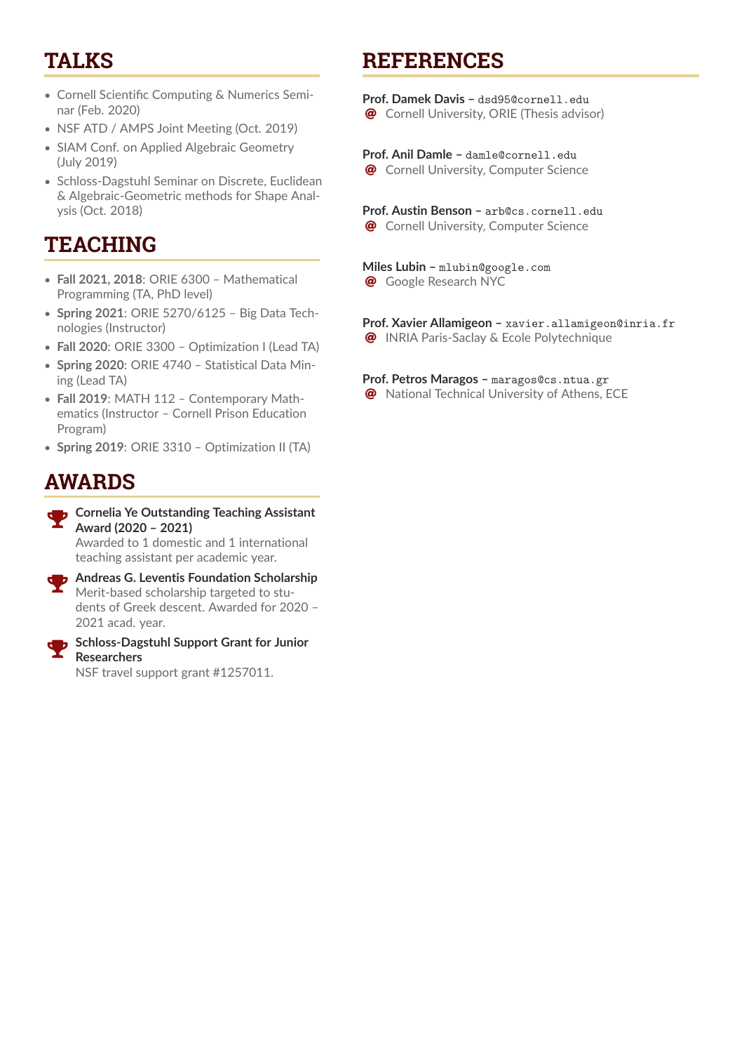## TALKS

- Cornell Scientific Computing & Numerics Seminar (Feb. 2020)
- NSF ATD / AMPS Joint Meeting (Oct. 2019)
- SIAM Conf. on Applied Algebraic Geometry (July 2019)
- Schloss-Dagstuhl Seminar on Discrete, Euclidean & Algebraic-Geometric methods for Shape Analysis (Oct. 2018)

## TEACHING

- **Fall 2021, 2018**: ORIE 6300 – Mathematical Programming (TA, PhD level)
- **Spring 2021**: ORIE 5270/6125 – Big Data Technologies (Instructor)
- **Fall 2020**: ORIE 3300 – Optimization I (Lead TA)
- **Spring 2020**: ORIE 4740 – Statistical Data Mining (Lead TA)
- **Fall 2019**: MATH 112 – Contemporary Mathematics (Instructor – Cornell Prison Education Program)
- **Spring 2019**: ORIE 3310 – Optimization II (TA)

## AWARDS

**Cornelia Ye Outstanding Teaching Assistant Award (2020 – 2021)**
Awarded to 1 domestic and 1 international teaching assistant per academic year.

**Andreas G. Leventis Foundation Scholarship**
Merit-based scholarship targeted to students of Greek descent. Awarded for 2020 – 2021 acad. year.

**Schloss-Dagstuhl Support Grant for Junior Researchers**
NSF travel support grant #1257011.

## REFERENCES

**Prof. Damek Davis** – `dsd95@cornell.edu`
@ Cornell University, ORIE (Thesis advisor)

**Prof. Anil Damle** – `damle@cornell.edu`
@ Cornell University, Computer Science

**Prof. Austin Benson** – `arb@cs.cornell.edu`
@ Cornell University, Computer Science

**Miles Lubin** – `mlubin@google.com`
@ Google Research NYC

**Prof. Xavier Allamigeon** – `xavier.allamigeon@inria.fr`
@ INRIA Paris-Saclay & Ecole Polytechnique

**Prof. Petros Maragos** – `maragos@cs.ntua.gr`
@ National Technical University of Athens, ECE